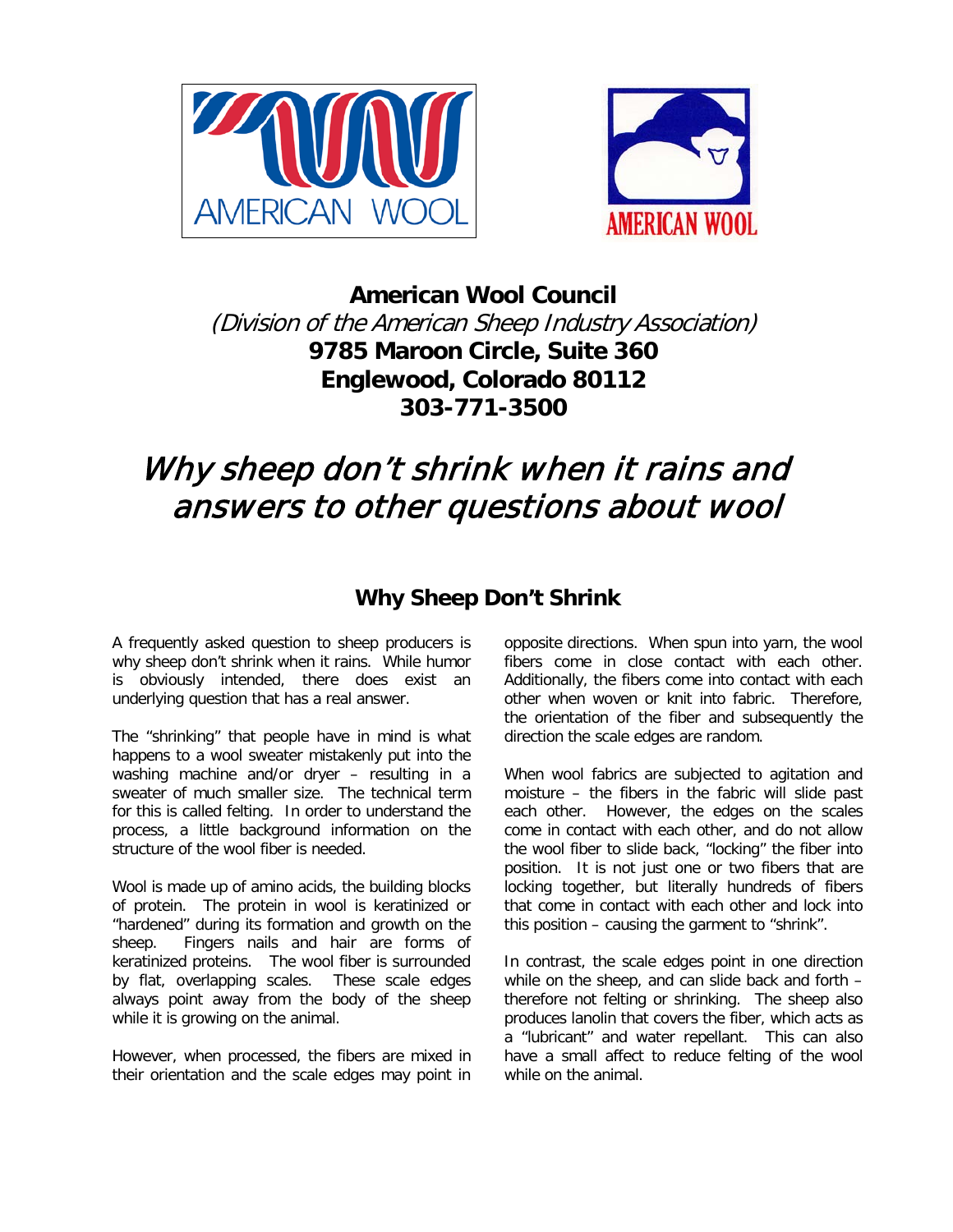**American Wool Council**
*(Division of the American Sheep Industry Association)*
**9785 Maroon Circle, Suite 360**
**Englewood, Colorado 80112**
**303-771-3500**

# *Why sheep don't shrink when it rains and answers to other questions about wool*

## Why Sheep Don't Shrink

A frequently asked question to sheep producers is why sheep don't shrink when it rains. While humor is obviously intended, there does exist an underlying question that has a real answer.

The "shrinking" that people have in mind is what happens to a wool sweater mistakenly put into the washing machine and/or dryer – resulting in a sweater of much smaller size. The technical term for this is called felting. In order to understand the process, a little background information on the structure of the wool fiber is needed.

Wool is made up of amino acids, the building blocks of protein. The protein in wool is keratinized or "hardened" during its formation and growth on the sheep. Fingers nails and hair are forms of keratinized proteins. The wool fiber is surrounded by flat, overlapping scales. These scale edges always point away from the body of the sheep while it is growing on the animal.

However, when processed, the fibers are mixed in their orientation and the scale edges may point in opposite directions. When spun into yarn, the wool fibers come in close contact with each other. Additionally, the fibers come into contact with each other when woven or knit into fabric. Therefore, the orientation of the fiber and subsequently the direction the scale edges are random.

When wool fabrics are subjected to agitation and moisture – the fibers in the fabric will slide past each other. However, the edges on the scales come in contact with each other, and do not allow the wool fiber to slide back, "locking" the fiber into position. It is not just one or two fibers that are locking together, but literally hundreds of fibers that come in contact with each other and lock into this position – causing the garment to "shrink".

In contrast, the scale edges point in one direction while on the sheep, and can slide back and forth – therefore not felting or shrinking. The sheep also produces lanolin that covers the fiber, which acts as a "lubricant" and water repellant. This can also have a small affect to reduce felting of the wool while on the animal.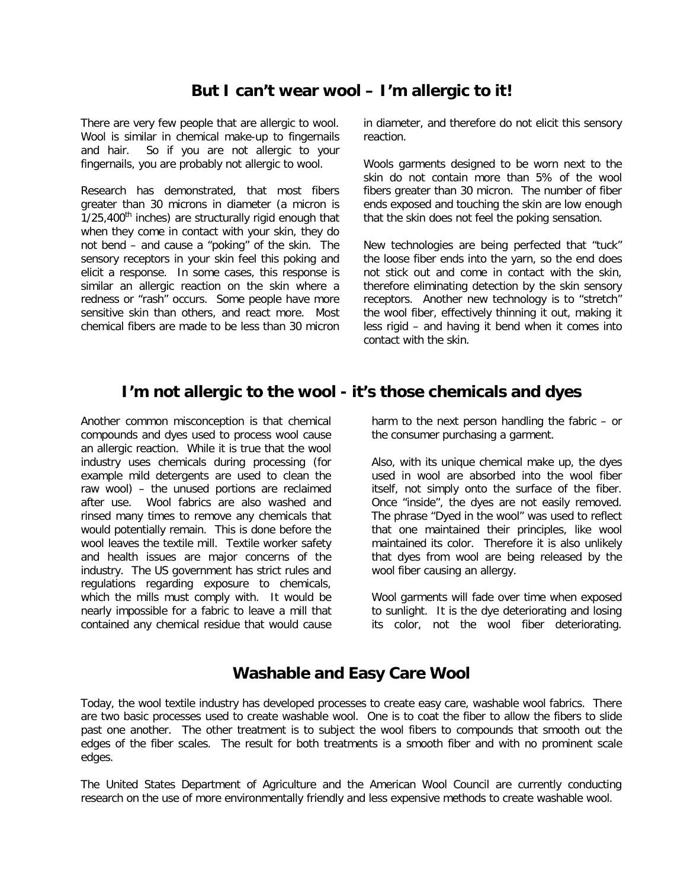## But I can't wear wool – I'm allergic to it!

There are very few people that are allergic to wool. Wool is similar in chemical make-up to fingernails and hair. So if you are not allergic to your fingernails, you are probably not allergic to wool.

Research has demonstrated, that most fibers greater than 30 microns in diameter (a micron is $1/25,400^{th}$ inches) are structurally rigid enough that when they come in contact with your skin, they do not bend – and cause a "poking" of the skin. The sensory receptors in your skin feel this poking and elicit a response. In some cases, this response is similar an allergic reaction on the skin where a redness or "rash" occurs. Some people have more sensitive skin than others, and react more. Most chemical fibers are made to be less than 30 micron in diameter, and therefore do not elicit this sensory reaction.

Wools garments designed to be worn next to the skin do not contain more than 5% of the wool fibers greater than 30 micron. The number of fiber ends exposed and touching the skin are low enough that the skin does not feel the poking sensation.

New technologies are being perfected that "tuck" the loose fiber ends into the yarn, so the end does not stick out and come in contact with the skin, therefore eliminating detection by the skin sensory receptors. Another new technology is to "stretch" the wool fiber, effectively thinning it out, making it less rigid – and having it bend when it comes into contact with the skin.

## I'm not allergic to the wool - it's those chemicals and dyes

Another common misconception is that chemical compounds and dyes used to process wool cause an allergic reaction. While it is true that the wool industry uses chemicals during processing (for example mild detergents are used to clean the raw wool) – the unused portions are reclaimed after use. Wool fabrics are also washed and rinsed many times to remove any chemicals that would potentially remain. This is done before the wool leaves the textile mill. Textile worker safety and health issues are major concerns of the industry. The US government has strict rules and regulations regarding exposure to chemicals, which the mills must comply with. It would be nearly impossible for a fabric to leave a mill that contained any chemical residue that would cause harm to the next person handling the fabric – or the consumer purchasing a garment.

Also, with its unique chemical make up, the dyes used in wool are absorbed into the wool fiber itself, not simply onto the surface of the fiber. Once "inside", the dyes are not easily removed. The phrase "Dyed in the wool" was used to reflect that one maintained their principles, like wool maintained its color. Therefore it is also unlikely that dyes from wool are being released by the wool fiber causing an allergy.

Wool garments will fade over time when exposed to sunlight. It is the dye deteriorating and losing its color, not the wool fiber deteriorating.

## Washable and Easy Care Wool

Today, the wool textile industry has developed processes to create easy care, washable wool fabrics. There are two basic processes used to create washable wool. One is to coat the fiber to allow the fibers to slide past one another. The other treatment is to subject the wool fibers to compounds that smooth out the edges of the fiber scales. The result for both treatments is a smooth fiber and with no prominent scale edges.

The United States Department of Agriculture and the American Wool Council are currently conducting research on the use of more environmentally friendly and less expensive methods to create washable wool.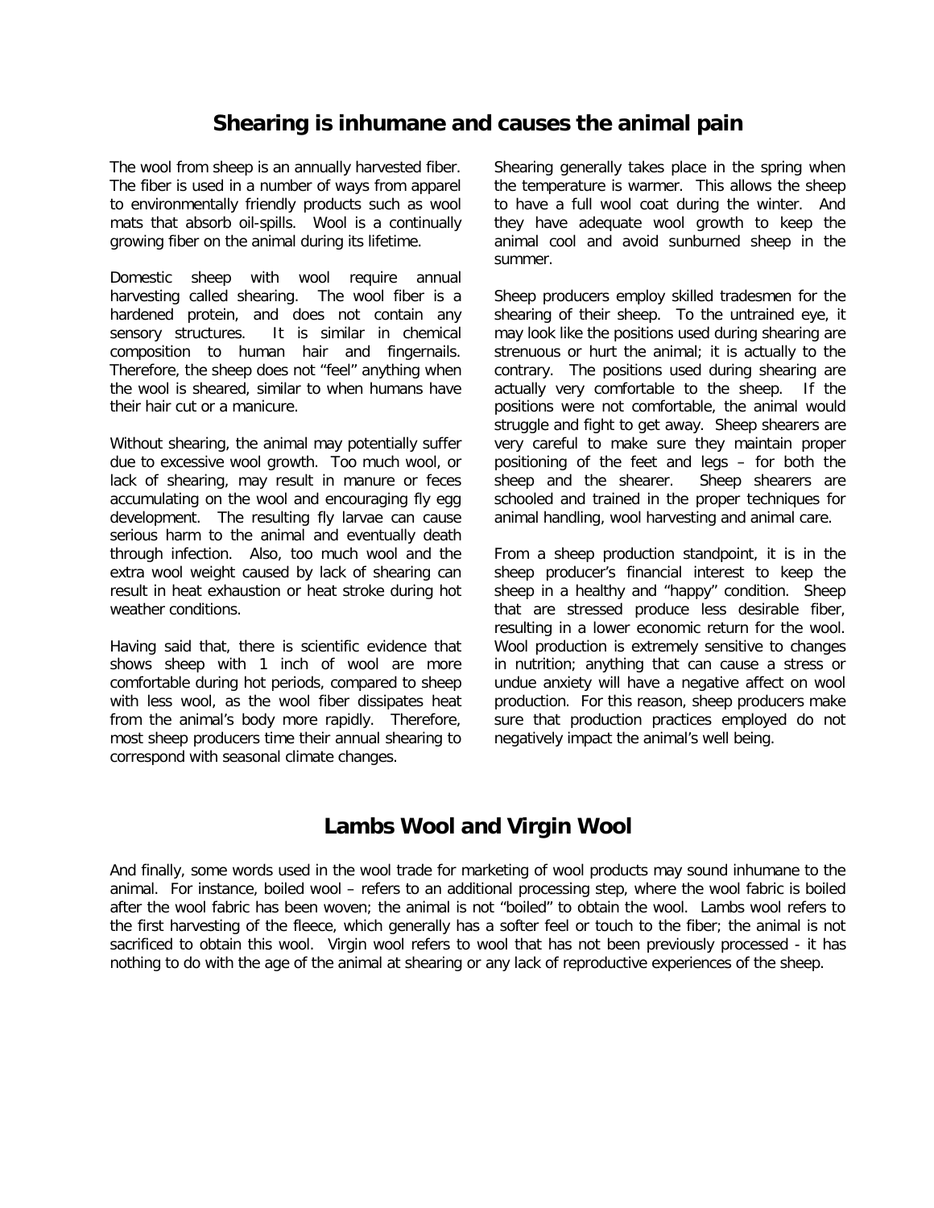## Shearing is inhumane and causes the animal pain

The wool from sheep is an annually harvested fiber. The fiber is used in a number of ways from apparel to environmentally friendly products such as wool mats that absorb oil-spills. Wool is a continually growing fiber on the animal during its lifetime.

Domestic sheep with wool require annual harvesting called shearing. The wool fiber is a hardened protein, and does not contain any sensory structures. It is similar in chemical composition to human hair and fingernails. Therefore, the sheep does not "feel" anything when the wool is sheared, similar to when humans have their hair cut or a manicure.

Without shearing, the animal may potentially suffer due to excessive wool growth. Too much wool, or lack of shearing, may result in manure or feces accumulating on the wool and encouraging fly egg development. The resulting fly larvae can cause serious harm to the animal and eventually death through infection. Also, too much wool and the extra wool weight caused by lack of shearing can result in heat exhaustion or heat stroke during hot weather conditions.

Having said that, there is scientific evidence that shows sheep with 1 inch of wool are more comfortable during hot periods, compared to sheep with less wool, as the wool fiber dissipates heat from the animal's body more rapidly. Therefore, most sheep producers time their annual shearing to correspond with seasonal climate changes.

Shearing generally takes place in the spring when the temperature is warmer. This allows the sheep to have a full wool coat during the winter. And they have adequate wool growth to keep the animal cool and avoid sunburned sheep in the summer.

Sheep producers employ skilled tradesmen for the shearing of their sheep. To the untrained eye, it may look like the positions used during shearing are strenuous or hurt the animal; it is actually to the contrary. The positions used during shearing are actually very comfortable to the sheep. If the positions were not comfortable, the animal would struggle and fight to get away. Sheep shearers are very careful to make sure they maintain proper positioning of the feet and legs – for both the sheep and the shearer. Sheep shearers are schooled and trained in the proper techniques for animal handling, wool harvesting and animal care.

From a sheep production standpoint, it is in the sheep producer's financial interest to keep the sheep in a healthy and "happy" condition. Sheep that are stressed produce less desirable fiber, resulting in a lower economic return for the wool. Wool production is extremely sensitive to changes in nutrition; anything that can cause a stress or undue anxiety will have a negative affect on wool production. For this reason, sheep producers make sure that production practices employed do not negatively impact the animal's well being.

## Lambs Wool and Virgin Wool

And finally, some words used in the wool trade for marketing of wool products may sound inhumane to the animal. For instance, boiled wool – refers to an additional processing step, where the wool fabric is boiled after the wool fabric has been woven; the animal is not "boiled" to obtain the wool. Lambs wool refers to the first harvesting of the fleece, which generally has a softer feel or touch to the fiber; the animal is not sacrificed to obtain this wool. Virgin wool refers to wool that has not been previously processed - it has nothing to do with the age of the animal at shearing or any lack of reproductive experiences of the sheep.